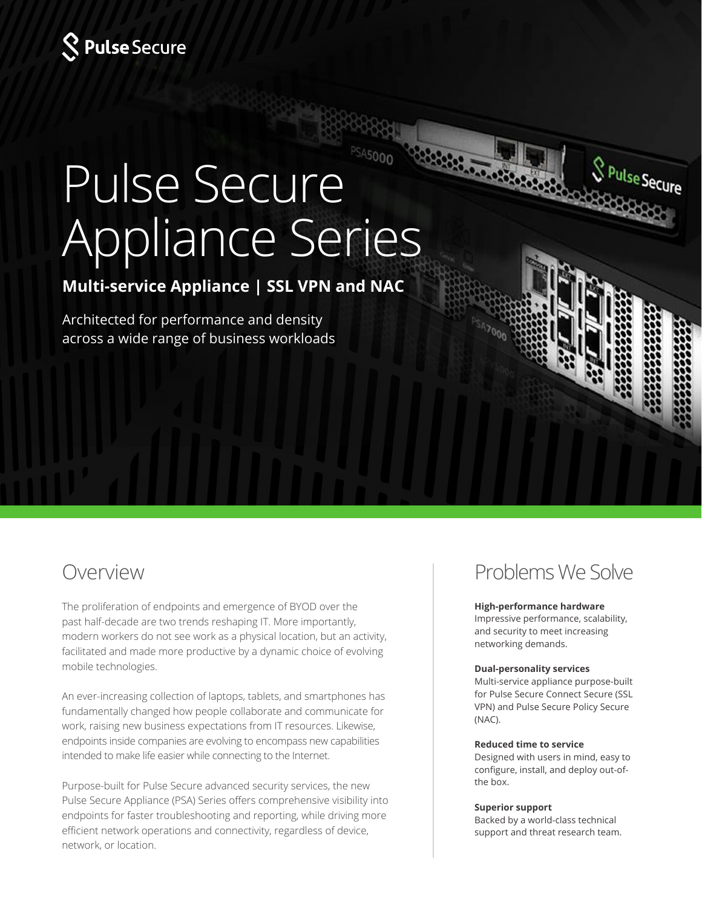Pulse Secure

# Pulse Secure Appliance Series

**Multi-service Appliance | SSL VPN and NAC**

Architected for performance and density across a wide range of business workloads

## Overview

The proliferation of endpoints and emergence of BYOD over the past half-decade are two trends reshaping IT. More importantly, modern workers do not see work as a physical location, but an activity, facilitated and made more productive by a dynamic choice of evolving mobile technologies.

An ever-increasing collection of laptops, tablets, and smartphones has fundamentally changed how people collaborate and communicate for work, raising new business expectations from IT resources. Likewise, endpoints inside companies are evolving to encompass new capabilities intended to make life easier while connecting to the Internet.

Purpose-built for Pulse Secure advanced security services, the new Pulse Secure Appliance (PSA) Series offers comprehensive visibility into endpoints for faster troubleshooting and reporting, while driving more efficient network operations and connectivity, regardless of device, network, or location.

## Problems We Solve

**High-performance hardware**
Impressive performance, scalability, and security to meet increasing networking demands.

**Dual-personality services**
Multi-service appliance purpose-built for Pulse Secure Connect Secure (SSL VPN) and Pulse Secure Policy Secure (NAC).

**Reduced time to service**
Designed with users in mind, easy to configure, install, and deploy out-of-the box.

**Superior support**
Backed by a world-class technical support and threat research team.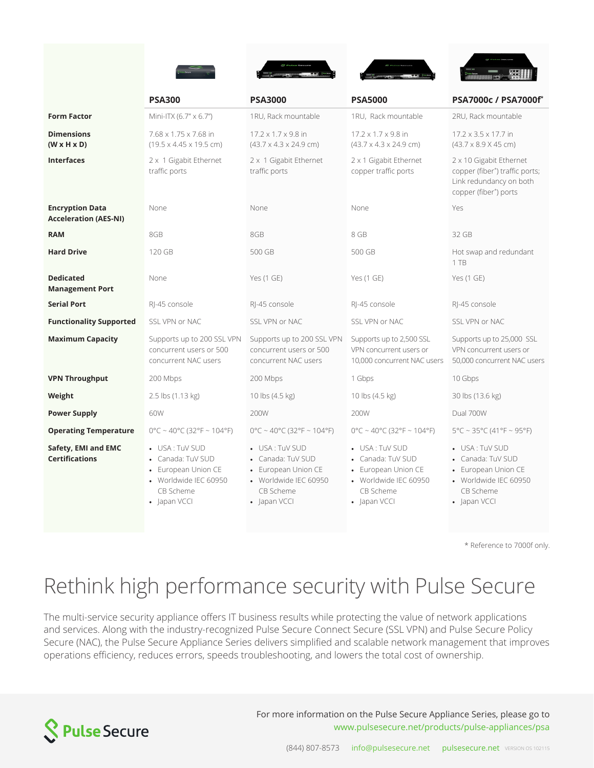| | PSA300 | PSA3000 | PSA5000 | PSA7000c / PSA7000f* |
|---|---|---|---|---|
| **Form Factor** | Mini-ITX (6.7" x 6.7") | 1RU, Rack mountable | 1RU, Rack mountable | 2RU, Rack mountable |
| **Dimensions (W x H x D)** | 7.68 x 1.75 x 7.68 in (19.5 x 4.45 x 19.5 cm) | 17.2 x 1.7 x 9.8 in (43.7 x 4.3 x 24.9 cm) | 17.2 x 1.7 x 9.8 in (43.7 x 4.3 x 24.9 cm) | 17.2 x 3.5 x 17.7 in (43.7 x 8.9 X 45 cm) |
| **Interfaces** | 2 x 1 Gigabit Ethernet traffic ports | 2 x 1 Gigabit Ethernet traffic ports | 2 x 1 Gigabit Ethernet copper traffic ports | 2 x 10 Gigabit Ethernet copper (fiber*) traffic ports; Link redundancy on both copper (fiber*) ports |
| **Encryption Data Acceleration (AES-NI)** | None | None | None | Yes |
| **RAM** | 8GB | 8GB | 8 GB | 32 GB |
| **Hard Drive** | 120 GB | 500 GB | 500 GB | Hot swap and redundant 1 TB |
| **Dedicated Management Port** | None | Yes (1 GE) | Yes (1 GE) | Yes (1 GE) |
| **Serial Port** | RJ-45 console | RJ-45 console | RJ-45 console | RJ-45 console |
| **Functionality Supported** | SSL VPN or NAC | SSL VPN or NAC | SSL VPN or NAC | SSL VPN or NAC |
| **Maximum Capacity** | Supports up to 200 SSL VPN concurrent users or 500 concurrent NAC users | Supports up to 200 SSL VPN concurrent users or 500 concurrent NAC users | Supports up to 2,500 SSL VPN concurrent users or 10,000 concurrent NAC users | Supports up to 25,000 SSL VPN concurrent users or 50,000 concurrent NAC users |
| **VPN Throughput** | 200 Mbps | 200 Mbps | 1 Gbps | 10 Gbps |
| **Weight** | 2.5 lbs (1.13 kg) | 10 lbs (4.5 kg) | 10 lbs (4.5 kg) | 30 lbs (13.6 kg) |
| **Power Supply** | 60W | 200W | 200W | Dual 700W |
| **Operating Temperature** | 0°C ~ 40°C (32°F ~ 104°F) | 0°C ~ 40°C (32°F ~ 104°F) | 0°C ~ 40°C (32°F ~ 104°F) | 5°C ~ 35°C (41°F ~ 95°F) |
| **Safety, EMI and EMC Certifications** | • USA : TuV SUD<br>• Canada: TuV SUD<br>• European Union CE<br>• Worldwide IEC 60950 CB Scheme<br>• Japan VCCI | • USA : TuV SUD<br>• Canada: TuV SUD<br>• European Union CE<br>• Worldwide IEC 60950 CB Scheme<br>• Japan VCCI | • USA : TuV SUD<br>• Canada: TuV SUD<br>• European Union CE<br>• Worldwide IEC 60950 CB Scheme<br>• Japan VCCI | • USA : TuV SUD<br>• Canada: TuV SUD<br>• European Union CE<br>• Worldwide IEC 60950 CB Scheme<br>• Japan VCCI |

* Reference to 7000f only.

# Rethink high performance security with Pulse Secure

The multi-service security appliance offers IT business results while protecting the value of network applications and services. Along with the industry-recognized Pulse Secure Connect Secure (SSL VPN) and Pulse Secure Policy Secure (NAC), the Pulse Secure Appliance Series delivers simplified and scalable network management that improves operations efficiency, reduces errors, speeds troubleshooting, and lowers the total cost of ownership.

Pulse Secure

For more information on the Pulse Secure Appliance Series, please go to www.pulsesecure.net/products/pulse-appliances/psa

(844) 807-8573 info@pulsesecure.net pulsesecure.net VERSION OS 102115